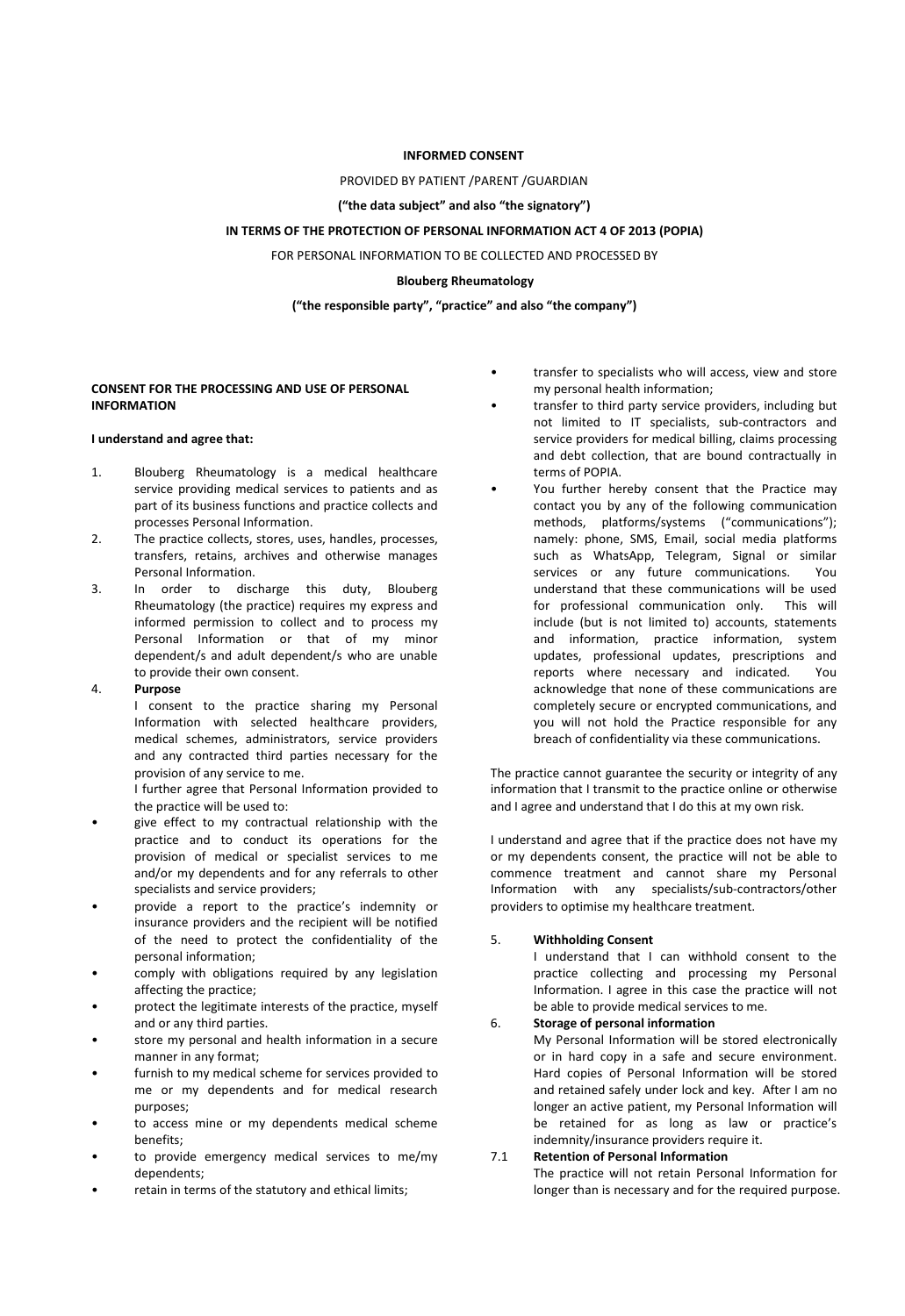**INFORMED CONSENT**

PROVIDED BY PATIENT /PARENT /GUARDIAN

**("the data subject" and also "the signatory")**

**IN TERMS OF THE PROTECTION OF PERSONAL INFORMATION ACT 4 OF 2013 (POPIA)**

FOR PERSONAL INFORMATION TO BE COLLECTED AND PROCESSED BY

**Blouberg Rheumatology**

**("the responsible party", "practice" and also "the company")**

**CONSENT FOR THE PROCESSING AND USE OF PERSONAL INFORMATION**

**I understand and agree that:**

1. Blouberg Rheumatology is a medical healthcare service providing medical services to patients and as part of its business functions and practice collects and processes Personal Information.
2. The practice collects, stores, uses, handles, processes, transfers, retains, archives and otherwise manages Personal Information.
3. In order to discharge this duty, Blouberg Rheumatology (the practice) requires my express and informed permission to collect and to process my Personal Information or that of my minor dependent/s and adult dependent/s who are unable to provide their own consent.
4. **Purpose**

   I consent to the practice sharing my Personal Information with selected healthcare providers, medical schemes, administrators, service providers and any contracted third parties necessary for the provision of any service to me.

   I further agree that Personal Information provided to the practice will be used to:

- give effect to my contractual relationship with the practice and to conduct its operations for the provision of medical or specialist services to me and/or my dependents and for any referrals to other specialists and service providers;
- provide a report to the practice's indemnity or insurance providers and the recipient will be notified of the need to protect the confidentiality of the personal information;
- comply with obligations required by any legislation affecting the practice;
- protect the legitimate interests of the practice, myself and or any third parties.
- store my personal and health information in a secure manner in any format;
- furnish to my medical scheme for services provided to me or my dependents and for medical research purposes;
- to access mine or my dependents medical scheme benefits;
- to provide emergency medical services to me/my dependents;
- retain in terms of the statutory and ethical limits;
- transfer to specialists who will access, view and store my personal health information;
- transfer to third party service providers, including but not limited to IT specialists, sub-contractors and service providers for medical billing, claims processing and debt collection, that are bound contractually in terms of POPIA.
- You further hereby consent that the Practice may contact you by any of the following communication methods, platforms/systems ("communications"); namely: phone, SMS, Email, social media platforms such as WhatsApp, Telegram, Signal or similar services or any future communications. You understand that these communications will be used for professional communication only. This will include (but is not limited to) accounts, statements and information, practice information, system updates, professional updates, prescriptions and reports where necessary and indicated. You acknowledge that none of these communications are completely secure or encrypted communications, and you will not hold the Practice responsible for any breach of confidentiality via these communications.

The practice cannot guarantee the security or integrity of any information that I transmit to the practice online or otherwise and I agree and understand that I do this at my own risk.

I understand and agree that if the practice does not have my or my dependents consent, the practice will not be able to commence treatment and cannot share my Personal Information with any specialists/sub-contractors/other providers to optimise my healthcare treatment.

5. **Withholding Consent**

   I understand that I can withhold consent to the practice collecting and processing my Personal Information. I agree in this case the practice will not be able to provide medical services to me.

6. **Storage of personal information**

   My Personal Information will be stored electronically or in hard copy in a safe and secure environment. Hard copies of Personal Information will be stored and retained safely under lock and key. After I am no longer an active patient, my Personal Information will be retained for as long as law or practice's indemnity/insurance providers require it.

7.1 **Retention of Personal Information**

The practice will not retain Personal Information for longer than is necessary and for the required purpose.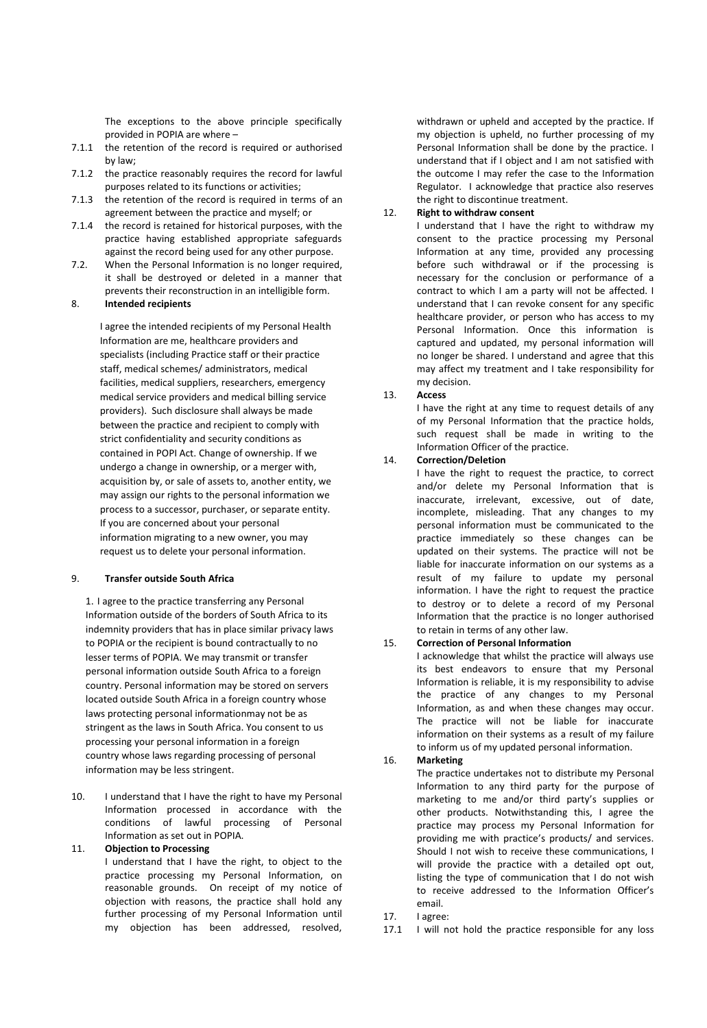The exceptions to the above principle specifically provided in POPIA are where –

7.1.1 the retention of the record is required or authorised by law;

7.1.2 the practice reasonably requires the record for lawful purposes related to its functions or activities;

7.1.3 the retention of the record is required in terms of an agreement between the practice and myself; or

7.1.4 the record is retained for historical purposes, with the practice having established appropriate safeguards against the record being used for any other purpose.

7.2. When the Personal Information is no longer required, it shall be destroyed or deleted in a manner that prevents their reconstruction in an intelligible form.

8. **Intended recipients**

I agree the intended recipients of my Personal Health Information are me, healthcare providers and specialists (including Practice staff or their practice staff, medical schemes/ administrators, medical facilities, medical suppliers, researchers, emergency medical service providers and medical billing service providers). Such disclosure shall always be made between the practice and recipient to comply with strict confidentiality and security conditions as contained in POPI Act. Change of ownership. If we undergo a change in ownership, or a merger with, acquisition by, or sale of assets to, another entity, we may assign our rights to the personal information we process to a successor, purchaser, or separate entity. If you are concerned about your personal information migrating to a new owner, you may request us to delete your personal information.

9. **Transfer outside South Africa**

1. I agree to the practice transferring any Personal Information outside of the borders of South Africa to its indemnity providers that has in place similar privacy laws to POPIA or the recipient is bound contractually to no lesser terms of POPIA. We may transmit or transfer personal information outside South Africa to a foreign country. Personal information may be stored on servers located outside South Africa in a foreign country whose laws protecting personal informationmay not be as stringent as the laws in South Africa. You consent to us processing your personal information in a foreign country whose laws regarding processing of personal information may be less stringent.

10. I understand that I have the right to have my Personal Information processed in accordance with the conditions of lawful processing of Personal Information as set out in POPIA.

11. **Objection to Processing**

I understand that I have the right, to object to the practice processing my Personal Information, on reasonable grounds. On receipt of my notice of objection with reasons, the practice shall hold any further processing of my Personal Information until my objection has been addressed, resolved, withdrawn or upheld and accepted by the practice. If my objection is upheld, no further processing of my Personal Information shall be done by the practice. I understand that if I object and I am not satisfied with the outcome I may refer the case to the Information Regulator. I acknowledge that practice also reserves the right to discontinue treatment.

12. **Right to withdraw consent**

I understand that I have the right to withdraw my consent to the practice processing my Personal Information at any time, provided any processing before such withdrawal or if the processing is necessary for the conclusion or performance of a contract to which I am a party will not be affected. I understand that I can revoke consent for any specific healthcare provider, or person who has access to my Personal Information. Once this information is captured and updated, my personal information will no longer be shared. I understand and agree that this may affect my treatment and I take responsibility for my decision.

13. **Access**

I have the right at any time to request details of any of my Personal Information that the practice holds, such request shall be made in writing to the Information Officer of the practice.

14. **Correction/Deletion**

I have the right to request the practice, to correct and/or delete my Personal Information that is inaccurate, irrelevant, excessive, out of date, incomplete, misleading. That any changes to my personal information must be communicated to the practice immediately so these changes can be updated on their systems. The practice will not be liable for inaccurate information on our systems as a result of my failure to update my personal information. I have the right to request the practice to destroy or to delete a record of my Personal Information that the practice is no longer authorised to retain in terms of any other law.

15. **Correction of Personal Information**

I acknowledge that whilst the practice will always use its best endeavors to ensure that my Personal Information is reliable, it is my responsibility to advise the practice of any changes to my Personal Information, as and when these changes may occur. The practice will not be liable for inaccurate information on their systems as a result of my failure to inform us of my updated personal information.

16. **Marketing**

The practice undertakes not to distribute my Personal Information to any third party for the purpose of marketing to me and/or third party's supplies or other products. Notwithstanding this, I agree the practice may process my Personal Information for providing me with practice's products/ and services. Should I not wish to receive these communications, I will provide the practice with a detailed opt out, listing the type of communication that I do not wish to receive addressed to the Information Officer's email.

17. I agree:

17.1 I will not hold the practice responsible for any loss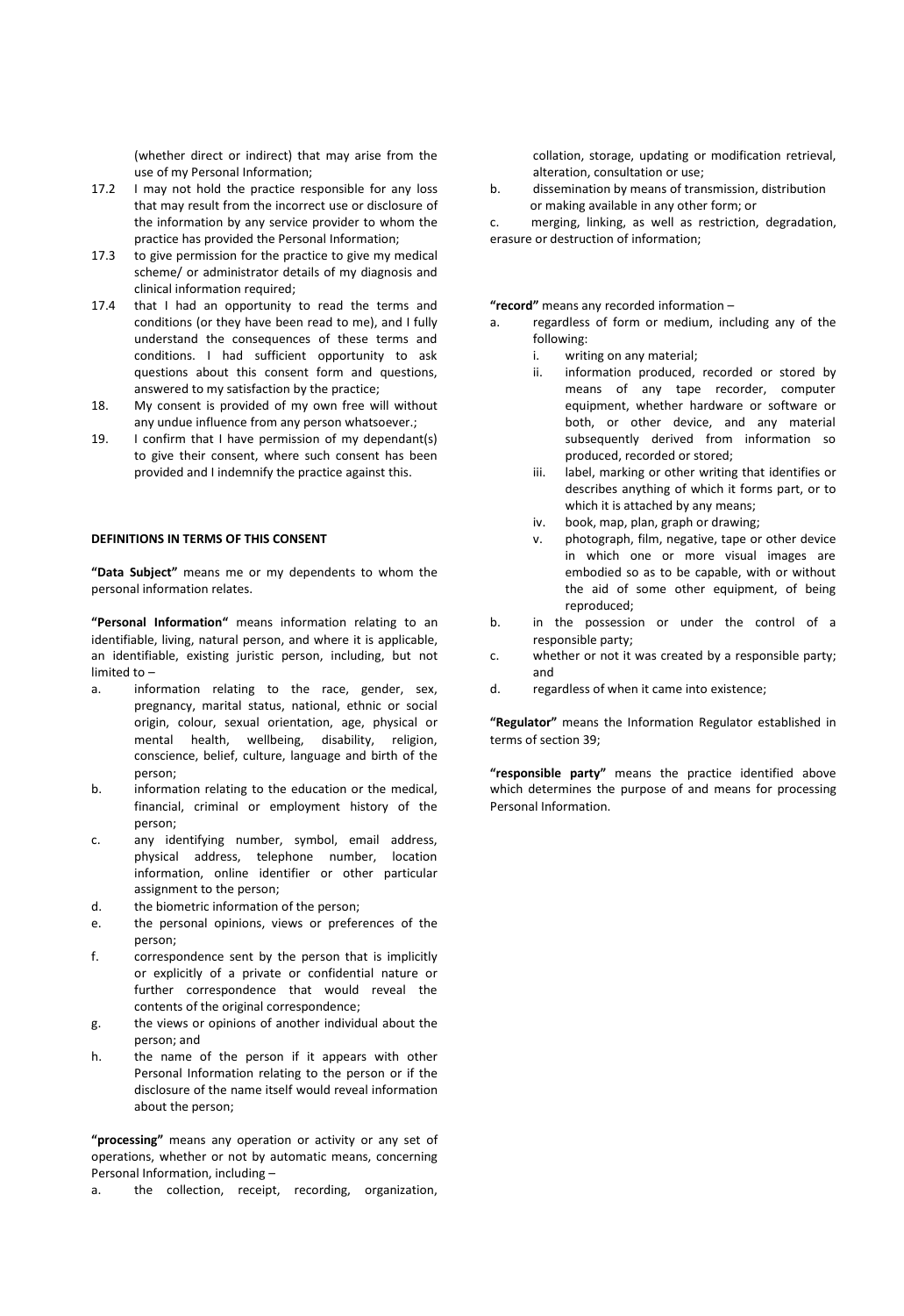(whether direct or indirect) that may arise from the use of my Personal Information;

17.2 I may not hold the practice responsible for any loss that may result from the incorrect use or disclosure of the information by any service provider to whom the practice has provided the Personal Information;

17.3 to give permission for the practice to give my medical scheme/ or administrator details of my diagnosis and clinical information required;

17.4 that I had an opportunity to read the terms and conditions (or they have been read to me), and I fully understand the consequences of these terms and conditions. I had sufficient opportunity to ask questions about this consent form and questions, answered to my satisfaction by the practice;

18. My consent is provided of my own free will without any undue influence from any person whatsoever.;

19. I confirm that I have permission of my dependant(s) to give their consent, where such consent has been provided and I indemnify the practice against this.

**DEFINITIONS IN TERMS OF THIS CONSENT**

**"Data Subject"** means me or my dependents to whom the personal information relates.

**"Personal Information"** means information relating to an identifiable, living, natural person, and where it is applicable, an identifiable, existing juristic person, including, but not limited to –

a. information relating to the race, gender, sex, pregnancy, marital status, national, ethnic or social origin, colour, sexual orientation, age, physical or mental health, wellbeing, disability, religion, conscience, belief, culture, language and birth of the person;
b. information relating to the education or the medical, financial, criminal or employment history of the person;
c. any identifying number, symbol, email address, physical address, telephone number, location information, online identifier or other particular assignment to the person;
d. the biometric information of the person;
e. the personal opinions, views or preferences of the person;
f. correspondence sent by the person that is implicitly or explicitly of a private or confidential nature or further correspondence that would reveal the contents of the original correspondence;
g. the views or opinions of another individual about the person; and
h. the name of the person if it appears with other Personal Information relating to the person or if the disclosure of the name itself would reveal information about the person;

**"processing"** means any operation or activity or any set of operations, whether or not by automatic means, concerning Personal Information, including –

a. the collection, receipt, recording, organization, collation, storage, updating or modification retrieval, alteration, consultation or use;
b. dissemination by means of transmission, distribution or making available in any other form; or
c. merging, linking, as well as restriction, degradation, erasure or destruction of information;

**"record"** means any recorded information –

a. regardless of form or medium, including any of the following:
   i. writing on any material;
   ii. information produced, recorded or stored by means of any tape recorder, computer equipment, whether hardware or software or both, or other device, and any material subsequently derived from information so produced, recorded or stored;
   iii. label, marking or other writing that identifies or describes anything of which it forms part, or to which it is attached by any means;
   iv. book, map, plan, graph or drawing;
   v. photograph, film, negative, tape or other device in which one or more visual images are embodied so as to be capable, with or without the aid of some other equipment, of being reproduced;
b. in the possession or under the control of a responsible party;
c. whether or not it was created by a responsible party; and
d. regardless of when it came into existence;

**"Regulator"** means the Information Regulator established in terms of section 39;

**"responsible party"** means the practice identified above which determines the purpose of and means for processing Personal Information.